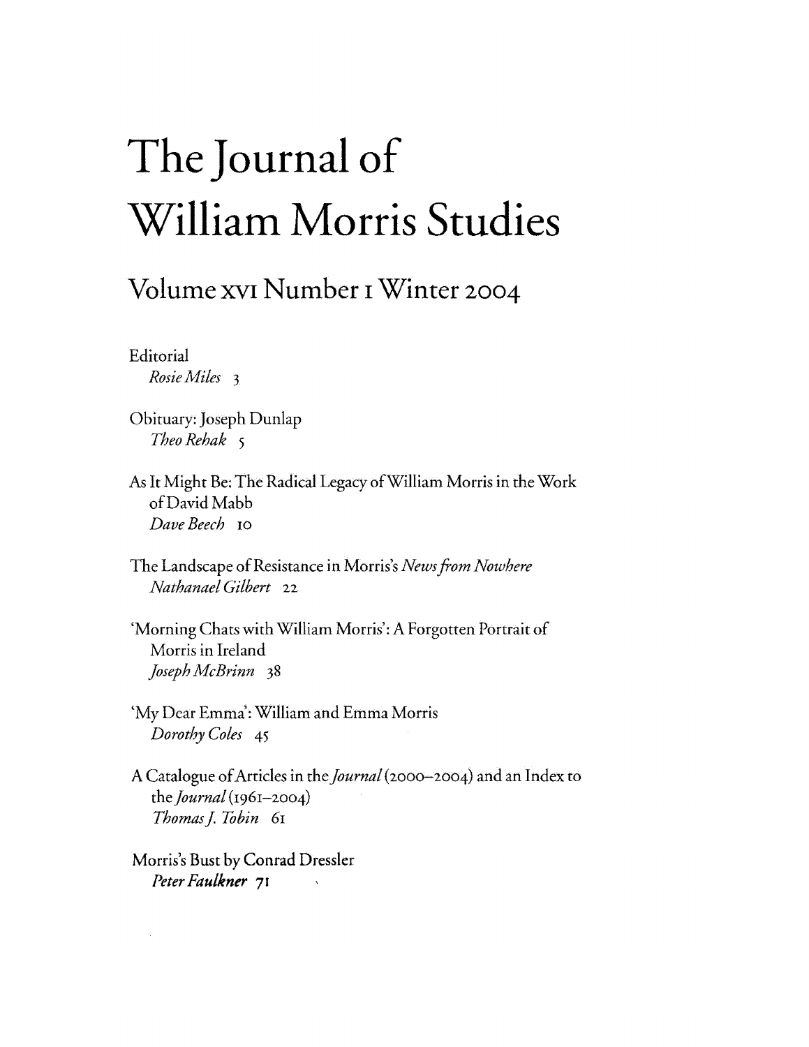# The Journal of William Morris Studies

## Volume XVI Number 1 Winter 2004

Editorial
*Rosie Miles* 3

Obituary: Joseph Dunlap
*Theo Rehak* 5

As It Might Be: The Radical Legacy of William Morris in the Work of David Mabb
*Dave Beech* 10

The Landscape of Resistance in Morris's *News from Nowhere*
*Nathanael Gilbert* 22

'Morning Chats with William Morris': A Forgotten Portrait of Morris in Ireland
*Joseph McBrinn* 38

'My Dear Emma': William and Emma Morris
*Dorothy Coles* 45

A Catalogue of Articles in the *Journal* (2000–2004) and an Index to the *Journal* (1961–2004)
*Thomas J. Tobin* 61

Morris's Bust by Conrad Dressler
*Peter Faulkner* 71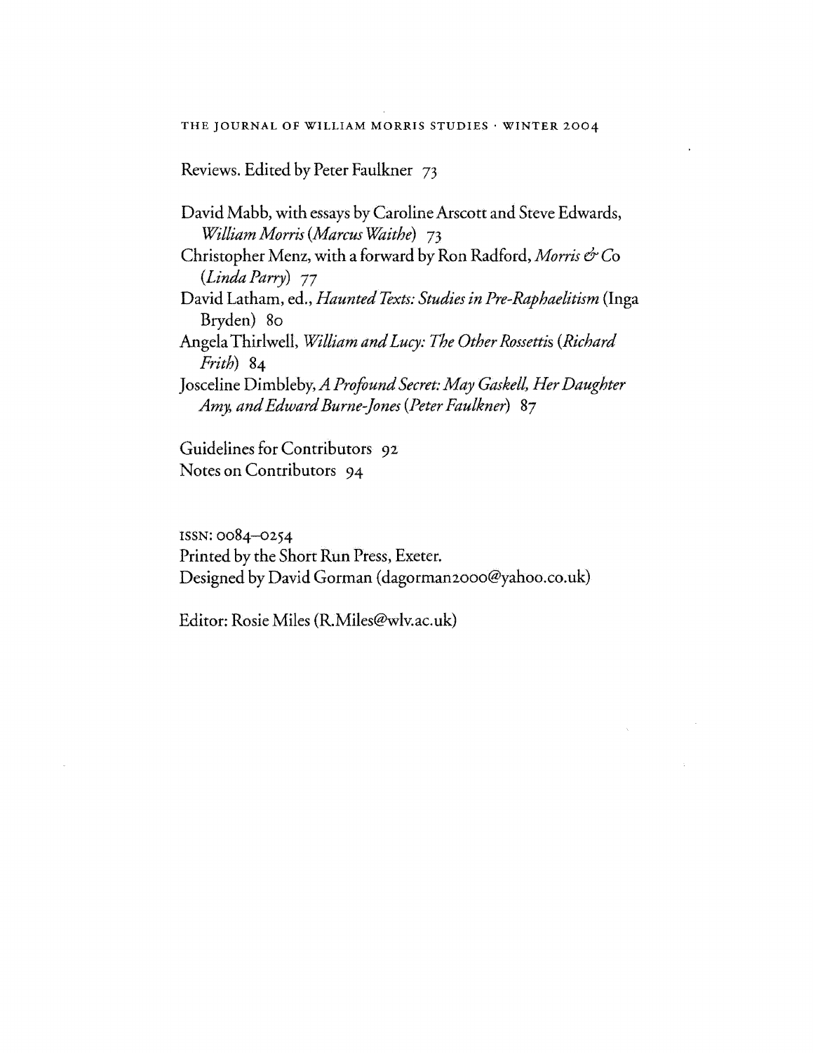Reviews. Edited by Peter Faulkner 73

David Mabb, with essays by Caroline Arscott and Steve Edwards, *William Morris* (*Marcus Waithe*) 73

Christopher Menz, with a forward by Ron Radford, *Morris & Co* (*Linda Parry*) 77

David Latham, ed., *Haunted Texts: Studies in Pre-Raphaelitism* (Inga Bryden) 80

Angela Thirlwell, *William and Lucy: The Other Rossettis* (*Richard Frith*) 84

Josceline Dimbleby, *A Profound Secret: May Gaskell, Her Daughter Amy, and Edward Burne-Jones* (*Peter Faulkner*) 87

Guidelines for Contributors 92

Notes on Contributors 94

ISSN: 0084–0254

Printed by the Short Run Press, Exeter.

Designed by David Gorman (dagorman2000@yahoo.co.uk)

Editor: Rosie Miles (R.Miles@wlv.ac.uk)